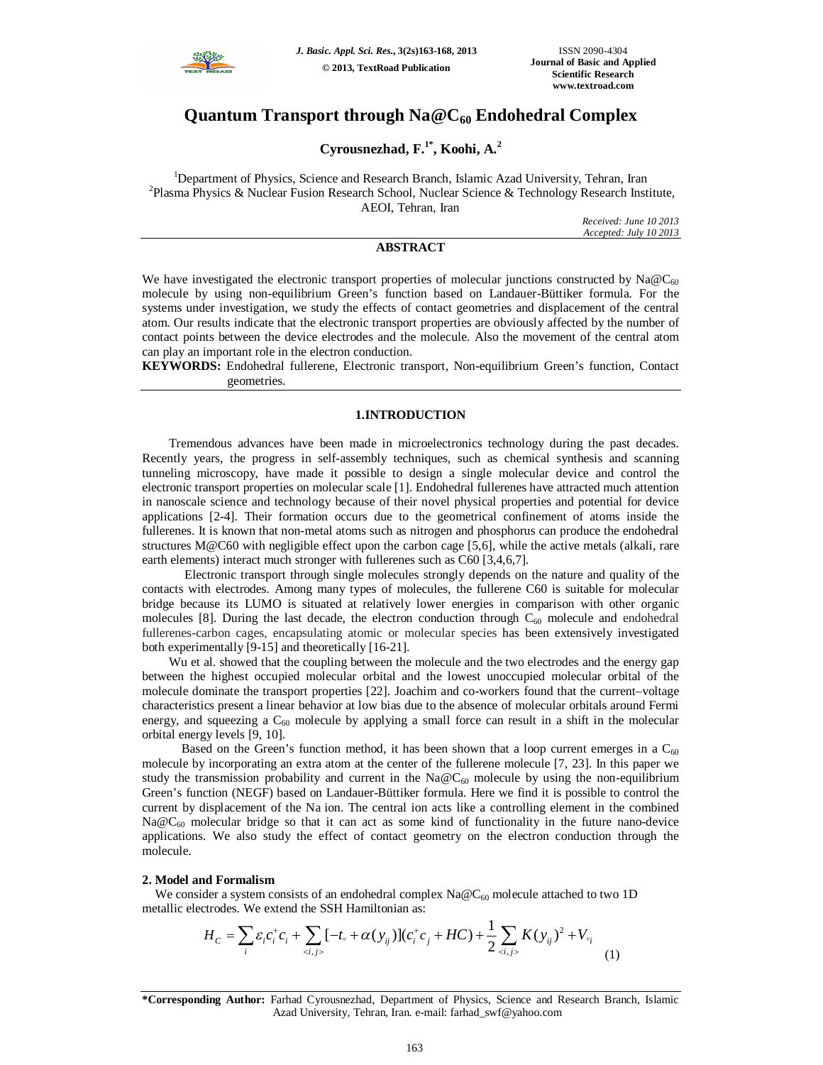# Quantum Transport through $Na@C_{60}$ Endohedral Complex

**Cyrousnezhad, F.[1*], Koohi, A.[2]**

[1]Department of Physics, Science and Research Branch, Islamic Azad University, Tehran, Iran
[2]Plasma Physics & Nuclear Fusion Research School, Nuclear Science & Technology Research Institute, AEOI, Tehran, Iran

*Received: June 10 2013*
*Accepted: July 10 2013*

## ABSTRACT

We have investigated the electronic transport properties of molecular junctions constructed by $Na@C_{60}$ molecule by using non-equilibrium Green's function based on Landauer-Büttiker formula. For the systems under investigation, we study the effects of contact geometries and displacement of the central atom. Our results indicate that the electronic transport properties are obviously affected by the number of contact points between the device electrodes and the molecule. Also the movement of the central atom can play an important role in the electron conduction.

**KEYWORDS:** Endohedral fullerene, Electronic transport, Non-equilibrium Green's function, Contact geometries.

## 1. INTRODUCTION

Tremendous advances have been made in microelectronics technology during the past decades. Recently years, the progress in self-assembly techniques, such as chemical synthesis and scanning tunneling microscopy, have made it possible to design a single molecular device and control the electronic transport properties on molecular scale [1]. Endohedral fullerenes have attracted much attention in nanoscale science and technology because of their novel physical properties and potential for device applications [2-4]. Their formation occurs due to the geometrical confinement of atoms inside the fullerenes. It is known that non-metal atoms such as nitrogen and phosphorus can produce the endohedral structures M@C60 with negligible effect upon the carbon cage [5,6], while the active metals (alkali, rare earth elements) interact much stronger with fullerenes such as C60 [3,4,6,7].

Electronic transport through single molecules strongly depends on the nature and quality of the contacts with electrodes. Among many types of molecules, the fullerene C60 is suitable for molecular bridge because its LUMO is situated at relatively lower energies in comparison with other organic molecules [8]. During the last decade, the electron conduction through $C_{60}$ molecule and endohedral fullerenes-carbon cages, encapsulating atomic or molecular species has been extensively investigated both experimentally [9-15] and theoretically [16-21].

Wu et al. showed that the coupling between the molecule and the two electrodes and the energy gap between the highest occupied molecular orbital and the lowest unoccupied molecular orbital of the molecule dominate the transport properties [22]. Joachim and co-workers found that the current–voltage characteristics present a linear behavior at low bias due to the absence of molecular orbitals around Fermi energy, and squeezing a $C_{60}$ molecule by applying a small force can result in a shift in the molecular orbital energy levels [9, 10].

Based on the Green's function method, it has been shown that a loop current emerges in a $C_{60}$ molecule by incorporating an extra atom at the center of the fullerene molecule [7, 23]. In this paper we study the transmission probability and current in the $Na@C_{60}$ molecule by using the non-equilibrium Green's function (NEGF) based on Landauer-Büttiker formula. Here we find it is possible to control the current by displacement of the Na ion. The central ion acts like a controlling element in the combined $Na@C_{60}$ molecular bridge so that it can act as some kind of functionality in the future nano-device applications. We also study the effect of contact geometry on the electron conduction through the molecule.

## 2. Model and Formalism

We consider a system consists of an endohedral complex $Na@C_{60}$ molecule attached to two 1D metallic electrodes. We extend the SSH Hamiltonian as:

$$H_C = \sum_i \varepsilon_i c_i^+ c_i + \sum_{<i,j>} [-t_\circ + \alpha(y_{ij})](c_i^+ c_j + HC) + \frac{1}{2}\sum_{<i,j>} K(y_{ij})^2 + V_{\circ i} \tag{1}$$

**\*Corresponding Author:** Farhad Cyrousnezhad, Department of Physics, Science and Research Branch, Islamic Azad University, Tehran, Iran. e-mail: farhad_swf@yahoo.com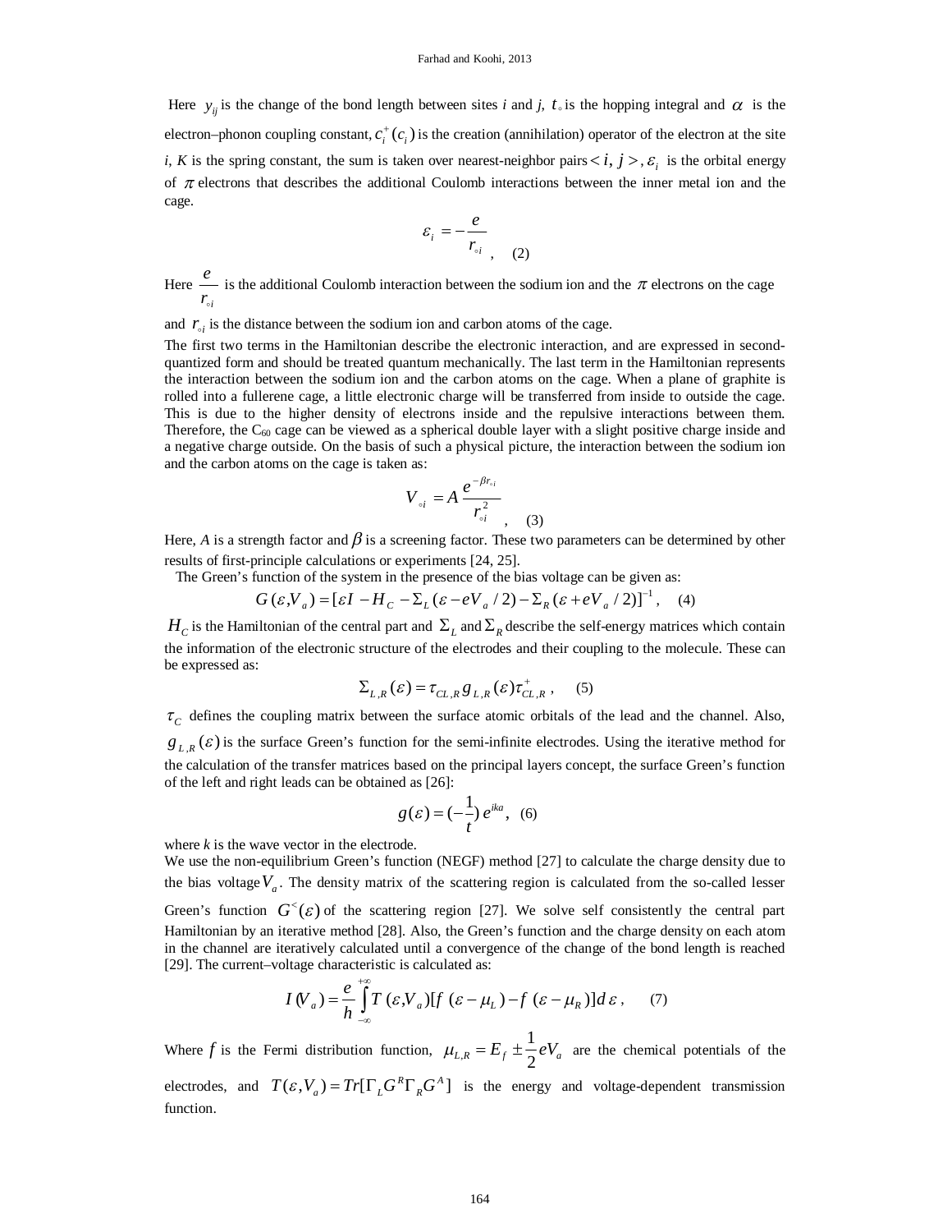Here $y_{ij}$ is the change of the bond length between sites *i* and *j*, $t_{\circ}$ is the hopping integral and $\alpha$ is the electron–phonon coupling constant, $c_i^{+}(c_i)$ is the creation (annihilation) operator of the electron at the site *i*, *K* is the spring constant, the sum is taken over nearest-neighbor pairs $< i, j >$, $\varepsilon_i$ is the orbital energy of $\pi$ electrons that describes the additional Coulomb interactions between the inner metal ion and the cage.

$$\varepsilon_i = -\frac{e}{r_{\circ i}} , \quad (2)$$

Here $\frac{e}{r_{\circ i}}$ is the additional Coulomb interaction between the sodium ion and the $\pi$ electrons on the cage and $r_{\circ i}$ is the distance between the sodium ion and carbon atoms of the cage.

The first two terms in the Hamiltonian describe the electronic interaction, and are expressed in second-quantized form and should be treated quantum mechanically. The last term in the Hamiltonian represents the interaction between the sodium ion and the carbon atoms on the cage. When a plane of graphite is rolled into a fullerene cage, a little electronic charge will be transferred from inside to outside the cage. This is due to the higher density of electrons inside and the repulsive interactions between them. Therefore, the $C_{60}$ cage can be viewed as a spherical double layer with a slight positive charge inside and a negative charge outside. On the basis of such a physical picture, the interaction between the sodium ion and the carbon atoms on the cage is taken as:

$$V_{\circ i} = A \frac{e^{-\beta r_{\circ i}}}{r_{\circ i}^{2}} , \quad (3)$$

Here, *A* is a strength factor and $\beta$ is a screening factor. These two parameters can be determined by other results of first-principle calculations or experiments [24, 25].

The Green's function of the system in the presence of the bias voltage can be given as:

$$G(\varepsilon, V_a) = [\varepsilon I - H_C - \Sigma_L(\varepsilon - eV_a/2) - \Sigma_R(\varepsilon + eV_a/2)]^{-1} , \quad (4)$$

$H_C$ is the Hamiltonian of the central part and $\Sigma_L$ and $\Sigma_R$ describe the self-energy matrices which contain the information of the electronic structure of the electrodes and their coupling to the molecule. These can be expressed as:

$$\Sigma_{L,R}(\varepsilon) = \tau_{CL,R}\, g_{L,R}(\varepsilon)\, \tau_{CL,R}^{+} , \quad (5)$$

$\tau_C$ defines the coupling matrix between the surface atomic orbitals of the lead and the channel. Also, $g_{L,R}(\varepsilon)$ is the surface Green's function for the semi-infinite electrodes. Using the iterative method for the calculation of the transfer matrices based on the principal layers concept, the surface Green's function of the left and right leads can be obtained as [26]:

$$g(\varepsilon) = (-\frac{1}{t})\, e^{ika}, \quad (6)$$

where *k* is the wave vector in the electrode.

We use the non-equilibrium Green's function (NEGF) method [27] to calculate the charge density due to the bias voltage $V_a$. The density matrix of the scattering region is calculated from the so-called lesser Green's function $G^{<}(\varepsilon)$ of the scattering region [27]. We solve self consistently the central part Hamiltonian by an iterative method [28]. Also, the Green's function and the charge density on each atom in the channel are iteratively calculated until a convergence of the change of the bond length is reached [29]. The current–voltage characteristic is calculated as:

$$I(V_a) = \frac{e}{h} \int_{-\infty}^{+\infty} T(\varepsilon, V_a)[f(\varepsilon - \mu_L) - f(\varepsilon - \mu_R)]\, d\varepsilon , \quad (7)$$

Where $f$ is the Fermi distribution function, $\mu_{L,R} = E_f \pm \frac{1}{2} eV_a$ are the chemical potentials of the electrodes, and $T(\varepsilon, V_a) = Tr[\Gamma_L G^R \Gamma_R G^A]$ is the energy and voltage-dependent transmission function.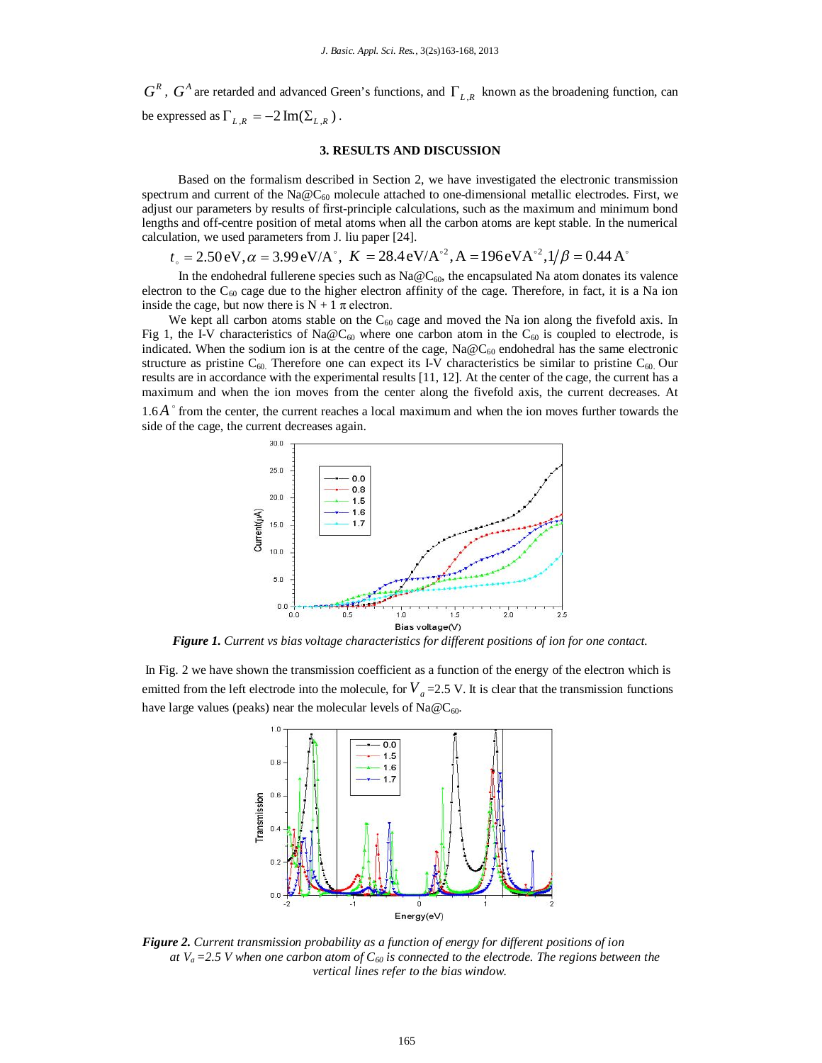$G^R$, $G^A$ are retarded and advanced Green's functions, and $\Gamma_{L,R}$ known as the broadening function, can be expressed as $\Gamma_{L,R} = -2\,\mathrm{Im}(\Sigma_{L,R})$.

### 3. RESULTS AND DISCUSSION

Based on the formalism described in Section 2, we have investigated the electronic transmission spectrum and current of the Na@$C_{60}$ molecule attached to one-dimensional metallic electrodes. First, we adjust our parameters by results of first-principle calculations, such as the maximum and minimum bond lengths and off-centre position of metal atoms when all the carbon atoms are kept stable. In the numerical calculation, we used parameters from J. liu paper [24].

$$t_{\circ} = 2.50\,\mathrm{eV}, \alpha = 3.99\,\mathrm{eV/A^{\circ}},\; K = 28.4\,\mathrm{eV/A^{\circ 2}}, \mathrm{A} = 196\,\mathrm{eVA^{\circ 2}}, 1/\beta = 0.44\,\mathrm{A^{\circ}}$$

In the endohedral fullerene species such as Na@$C_{60}$, the encapsulated Na atom donates its valence electron to the $C_{60}$ cage due to the higher electron affinity of the cage. Therefore, in fact, it is a Na ion inside the cage, but now there is N + 1 $\pi$ electron.

We kept all carbon atoms stable on the $C_{60}$ cage and moved the Na ion along the fivefold axis. In Fig 1, the I-V characteristics of Na@$C_{60}$ where one carbon atom in the $C_{60}$ is coupled to electrode, is indicated. When the sodium ion is at the centre of the cage, Na@$C_{60}$ endohedral has the same electronic structure as pristine $C_{60}$. Therefore one can expect its I-V characteristics be similar to pristine $C_{60}$. Our results are in accordance with the experimental results [11, 12]. At the center of the cage, the current has a maximum and when the ion moves from the center along the fivefold axis, the current decreases. At $1.6 A^{\circ}$ from the center, the current reaches a local maximum and when the ion moves further towards the side of the cage, the current decreases again.

***Figure 1.*** *Current vs bias voltage characteristics for different positions of ion for one contact.*

In Fig. 2 we have shown the transmission coefficient as a function of the energy of the electron which is emitted from the left electrode into the molecule, for $V_a$ =2.5 V. It is clear that the transmission functions have large values (peaks) near the molecular levels of Na@$C_{60}$.

***Figure 2.*** *Current transmission probability as a function of energy for different positions of ion at $V_a$ =2.5 V when one carbon atom of $C_{60}$ is connected to the electrode. The regions between the vertical lines refer to the bias window.*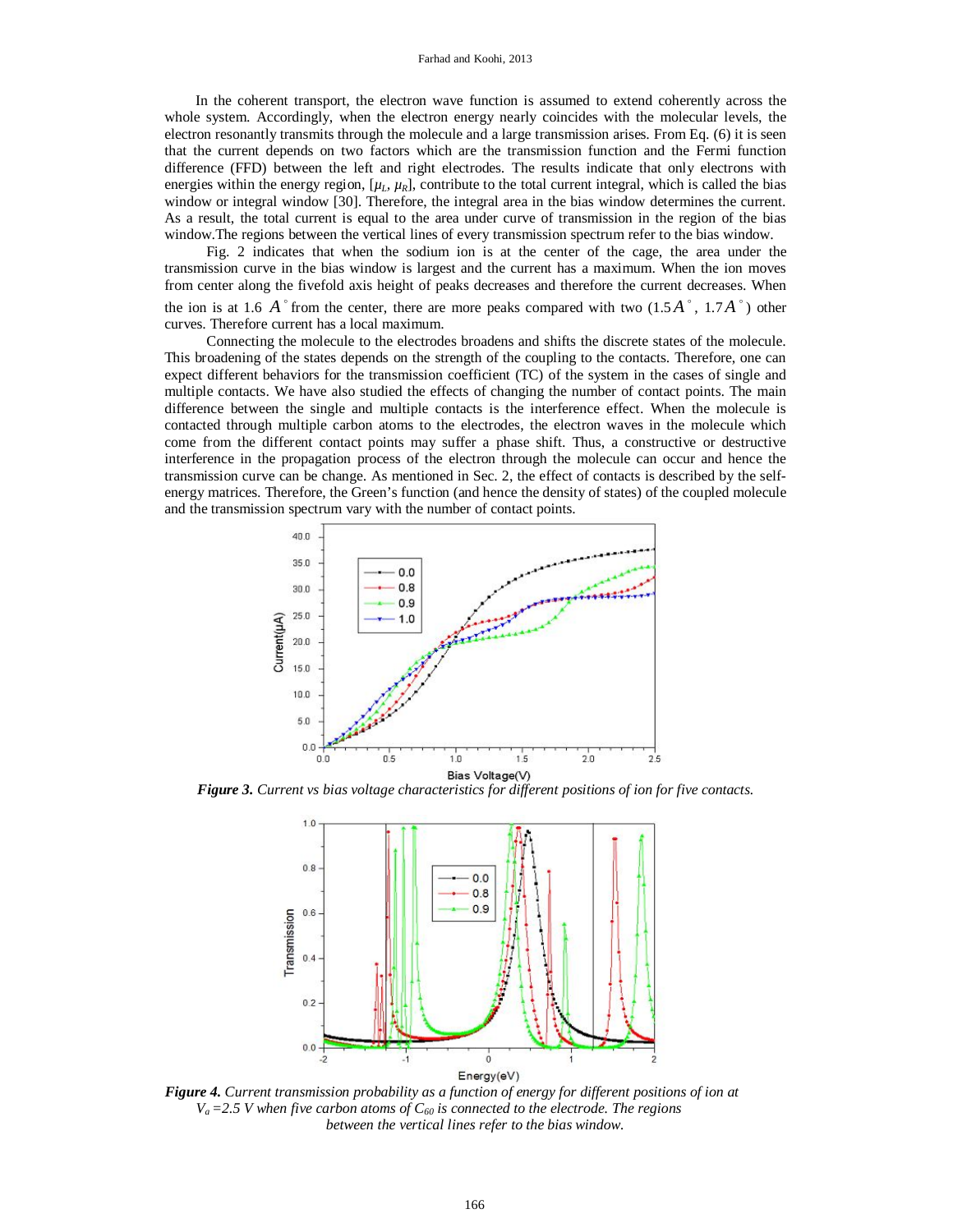In the coherent transport, the electron wave function is assumed to extend coherently across the whole system. Accordingly, when the electron energy nearly coincides with the molecular levels, the electron resonantly transmits through the molecule and a large transmission arises. From Eq. (6) it is seen that the current depends on two factors which are the transmission function and the Fermi function difference (FFD) between the left and right electrodes. The results indicate that only electrons with energies within the energy region, $[\mu_L, \mu_R]$, contribute to the total current integral, which is called the bias window or integral window [30]. Therefore, the integral area in the bias window determines the current. As a result, the total current is equal to the area under curve of transmission in the region of the bias window.The regions between the vertical lines of every transmission spectrum refer to the bias window.

Fig. 2 indicates that when the sodium ion is at the center of the cage, the area under the transmission curve in the bias window is largest and the current has a maximum. When the ion moves from center along the fivefold axis height of peaks decreases and therefore the current decreases. When the ion is at 1.6 $\mathring{A}$ from the center, there are more peaks compared with two (1.5$\mathring{A}$, 1.7$\mathring{A}$) other curves. Therefore current has a local maximum.

Connecting the molecule to the electrodes broadens and shifts the discrete states of the molecule. This broadening of the states depends on the strength of the coupling to the contacts. Therefore, one can expect different behaviors for the transmission coefficient (TC) of the system in the cases of single and multiple contacts. We have also studied the effects of changing the number of contact points. The main difference between the single and multiple contacts is the interference effect. When the molecule is contacted through multiple carbon atoms to the electrodes, the electron waves in the molecule which come from the different contact points may suffer a phase shift. Thus, a constructive or destructive interference in the propagation process of the electron through the molecule can occur and hence the transmission curve can be change. As mentioned in Sec. 2, the effect of contacts is described by the self-energy matrices. Therefore, the Green's function (and hence the density of states) of the coupled molecule and the transmission spectrum vary with the number of contact points.

***Figure 3.*** *Current vs bias voltage characteristics for different positions of ion for five contacts.*

***Figure 4.*** *Current transmission probability as a function of energy for different positions of ion at $V_a$ =2.5 V when five carbon atoms of $C_{60}$ is connected to the electrode. The regions between the vertical lines refer to the bias window.*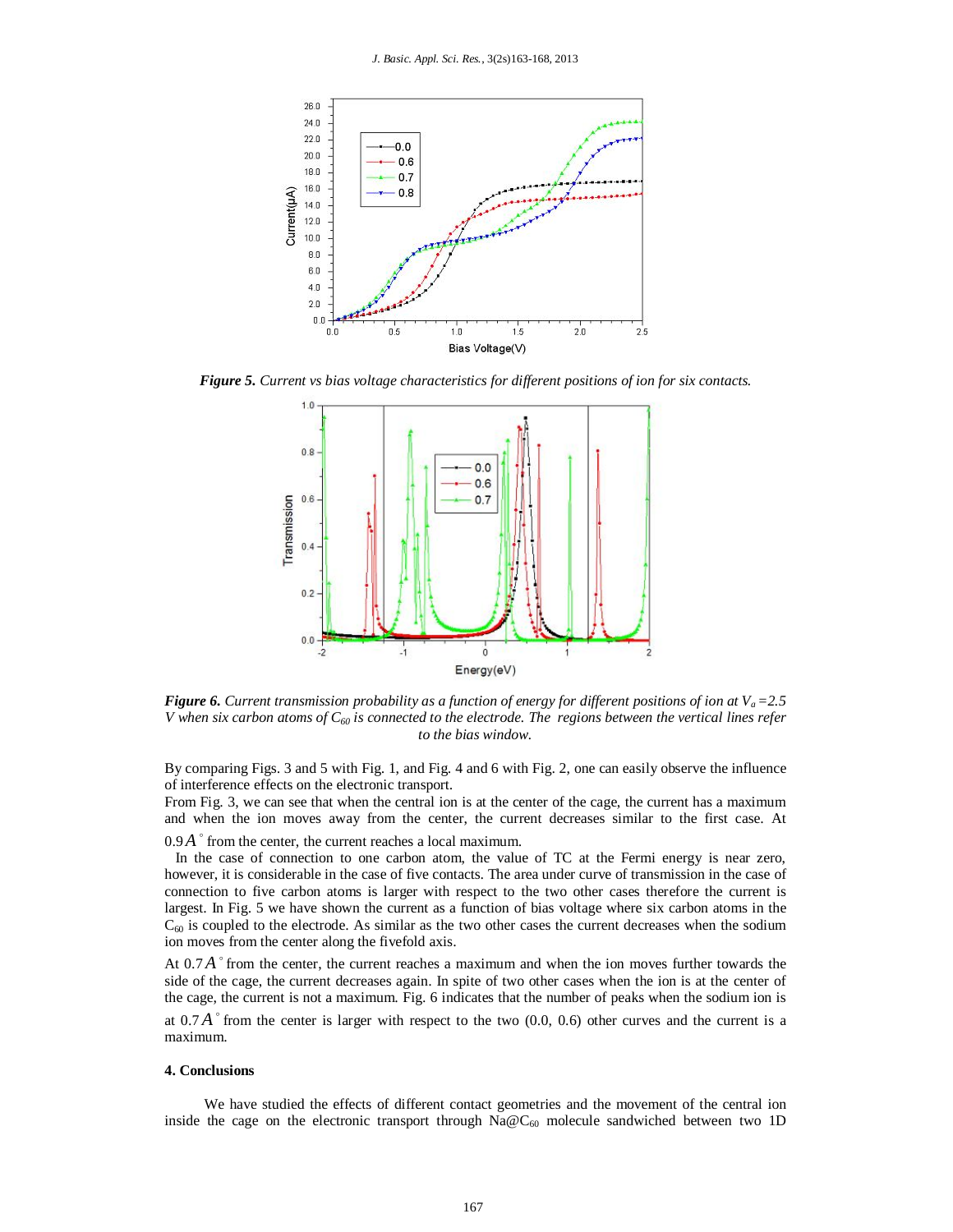*Figure 5. Current vs bias voltage characteristics for different positions of ion for six contacts.*

*Figure 6. Current transmission probability as a function of energy for different positions of ion at $V_a = 2.5$ V when six carbon atoms of $C_{60}$ is connected to the electrode. The regions between the vertical lines refer to the bias window.*

By comparing Figs. 3 and 5 with Fig. 1, and Fig. 4 and 6 with Fig. 2, one can easily observe the influence of interference effects on the electronic transport.

From Fig. 3, we can see that when the central ion is at the center of the cage, the current has a maximum and when the ion moves away from the center, the current decreases similar to the first case. At $0.9\,\mathring{A}$ from the center, the current reaches a local maximum.

In the case of connection to one carbon atom, the value of TC at the Fermi energy is near zero, however, it is considerable in the case of five contacts. The area under curve of transmission in the case of connection to five carbon atoms is larger with respect to the two other cases therefore the current is largest. In Fig. 5 we have shown the current as a function of bias voltage where six carbon atoms in the $C_{60}$ is coupled to the electrode. As similar as the two other cases the current decreases when the sodium ion moves from the center along the fivefold axis.

At $0.7\,\mathring{A}$ from the center, the current reaches a maximum and when the ion moves further towards the side of the cage, the current decreases again. In spite of two other cases when the ion is at the center of the cage, the current is not a maximum. Fig. 6 indicates that the number of peaks when the sodium ion is at $0.7\,\mathring{A}$ from the center is larger with respect to the two (0.0, 0.6) other curves and the current is a maximum.

#### 4. Conclusions

We have studied the effects of different contact geometries and the movement of the central ion inside the cage on the electronic transport through $Na@C_{60}$ molecule sandwiched between two 1D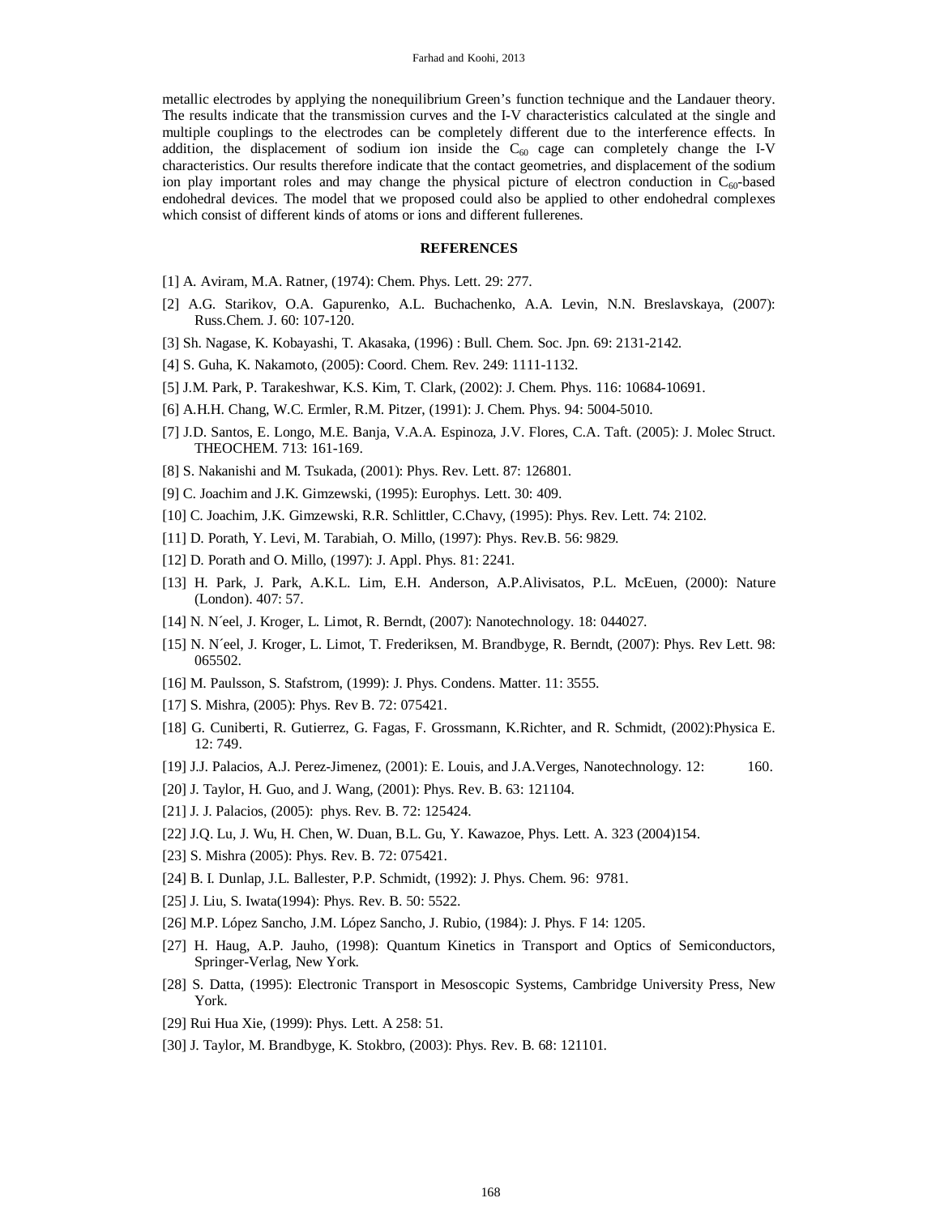metallic electrodes by applying the nonequilibrium Green's function technique and the Landauer theory. The results indicate that the transmission curves and the I-V characteristics calculated at the single and multiple couplings to the electrodes can be completely different due to the interference effects. In addition, the displacement of sodium ion inside the $C_{60}$ cage can completely change the I-V characteristics. Our results therefore indicate that the contact geometries, and displacement of the sodium ion play important roles and may change the physical picture of electron conduction in $C_{60}$-based endohedral devices. The model that we proposed could also be applied to other endohedral complexes which consist of different kinds of atoms or ions and different fullerenes.

## REFERENCES

[1] A. Aviram, M.A. Ratner, (1974): Chem. Phys. Lett. 29: 277.

[2] A.G. Starikov, O.A. Gapurenko, A.L. Buchachenko, A.A. Levin, N.N. Breslavskaya, (2007): Russ.Chem. J. 60: 107-120.

[3] Sh. Nagase, K. Kobayashi, T. Akasaka, (1996) : Bull. Chem. Soc. Jpn. 69: 2131-2142.

[4] S. Guha, K. Nakamoto, (2005): Coord. Chem. Rev. 249: 1111-1132.

[5] J.M. Park, P. Tarakeshwar, K.S. Kim, T. Clark, (2002): J. Chem. Phys. 116: 10684-10691.

[6] A.H.H. Chang, W.C. Ermler, R.M. Pitzer, (1991): J. Chem. Phys. 94: 5004-5010.

[7] J.D. Santos, E. Longo, M.E. Banja, V.A.A. Espinoza, J.V. Flores, C.A. Taft. (2005): J. Molec Struct. THEOCHEM. 713: 161-169.

[8] S. Nakanishi and M. Tsukada, (2001): Phys. Rev. Lett. 87: 126801.

[9] C. Joachim and J.K. Gimzewski, (1995): Europhys. Lett. 30: 409.

[10] C. Joachim, J.K. Gimzewski, R.R. Schlittler, C.Chavy, (1995): Phys. Rev. Lett. 74: 2102.

[11] D. Porath, Y. Levi, M. Tarabiah, O. Millo, (1997): Phys. Rev.B. 56: 9829.

[12] D. Porath and O. Millo, (1997): J. Appl. Phys. 81: 2241.

[13] H. Park, J. Park, A.K.L. Lim, E.H. Anderson, A.P.Alivisatos, P.L. McEuen, (2000): Nature (London). 407: 57.

[14] N. N´eel, J. Kroger, L. Limot, R. Berndt, (2007): Nanotechnology. 18: 044027.

[15] N. N´eel, J. Kroger, L. Limot, T. Frederiksen, M. Brandbyge, R. Berndt, (2007): Phys. Rev Lett. 98: 065502.

[16] M. Paulsson, S. Stafstrom, (1999): J. Phys. Condens. Matter. 11: 3555.

[17] S. Mishra, (2005): Phys. Rev B. 72: 075421.

[18] G. Cuniberti, R. Gutierrez, G. Fagas, F. Grossmann, K.Richter, and R. Schmidt, (2002):Physica E. 12: 749.

[19] J.J. Palacios, A.J. Perez-Jimenez, (2001): E. Louis, and J.A.Verges, Nanotechnology. 12: 160.

[20] J. Taylor, H. Guo, and J. Wang, (2001): Phys. Rev. B. 63: 121104.

[21] J. J. Palacios, (2005): phys. Rev. B. 72: 125424.

[22] J.Q. Lu, J. Wu, H. Chen, W. Duan, B.L. Gu, Y. Kawazoe, Phys. Lett. A. 323 (2004)154.

[23] S. Mishra (2005): Phys. Rev. B. 72: 075421.

[24] B. I. Dunlap, J.L. Ballester, P.P. Schmidt, (1992): J. Phys. Chem. 96: 9781.

[25] J. Liu, S. Iwata(1994): Phys. Rev. B. 50: 5522.

[26] M.P. López Sancho, J.M. López Sancho, J. Rubio, (1984): J. Phys. F 14: 1205.

[27] H. Haug, A.P. Jauho, (1998): Quantum Kinetics in Transport and Optics of Semiconductors, Springer-Verlag, New York.

[28] S. Datta, (1995): Electronic Transport in Mesoscopic Systems, Cambridge University Press, New York.

[29] Rui Hua Xie, (1999): Phys. Lett. A 258: 51.

[30] J. Taylor, M. Brandbyge, K. Stokbro, (2003): Phys. Rev. B. 68: 121101.